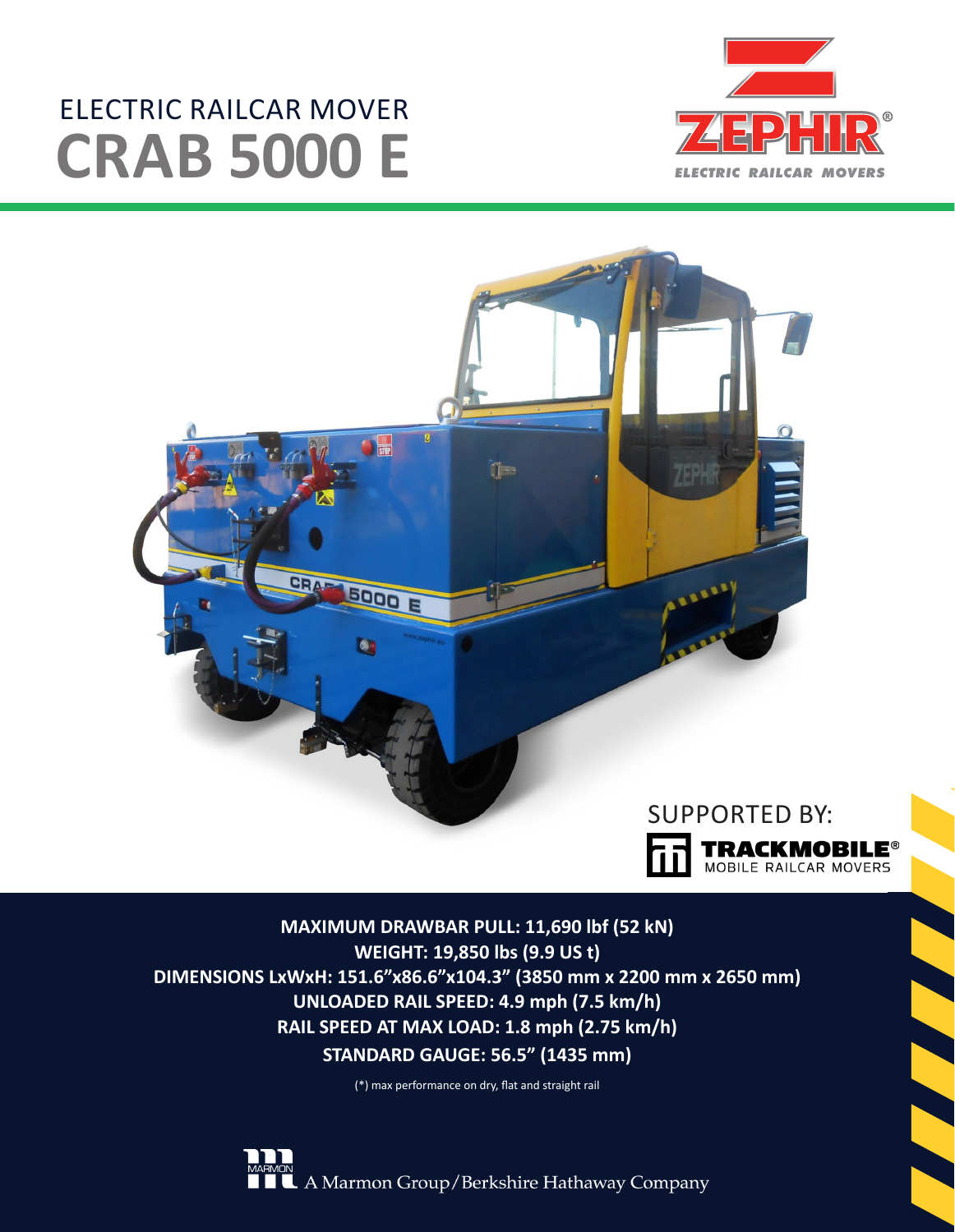# ELECTRIC RAILCAR MOVER

# CRAB 5000 E

ZEPHIR®
ELECTRIC RAILCAR MOVERS

SUPPORTED BY:
TRACKMOBILE®
MOBILE RAILCAR MOVERS

**MAXIMUM DRAWBAR PULL: 11,690 lbf (52 kN)**
**WEIGHT: 19,850 lbs (9.9 US t)**
**DIMENSIONS LxWxH: 151.6”x86.6”x104.3” (3850 mm x 2200 mm x 2650 mm)**
**UNLOADED RAIL SPEED: 4.9 mph (7.5 km/h)**
**RAIL SPEED AT MAX LOAD: 1.8 mph (2.75 km/h)**
**STANDARD GAUGE: 56.5” (1435 mm)**

(*) max performance on dry, flat and straight rail

MARMON A Marmon Group/Berkshire Hathaway Company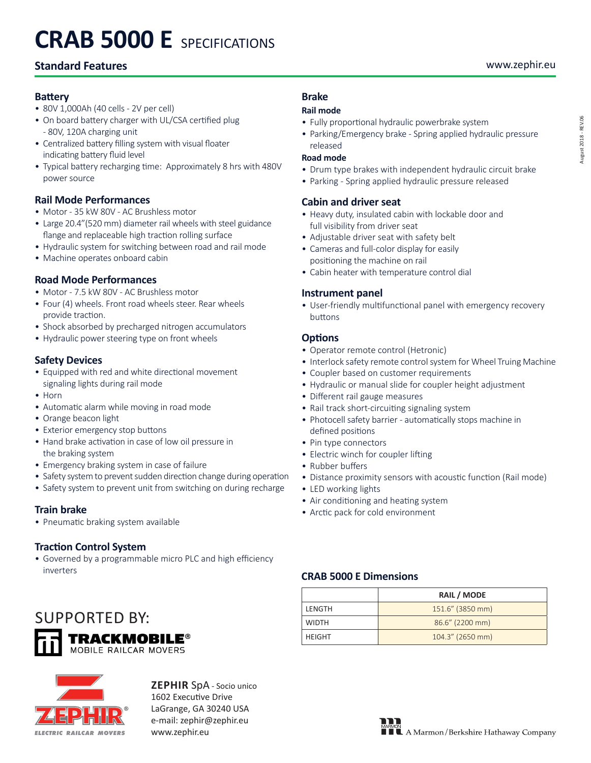# CRAB 5000 E SPECIFICATIONS

## Standard Features

www.zephir.eu

### Battery

- 80V 1,000Ah (40 cells - 2V per cell)
- On board battery charger with UL/CSA certified plug - 80V, 120A charging unit
- Centralized battery filling system with visual floater indicating battery fluid level
- Typical battery recharging time: Approximately 8 hrs with 480V power source

### Rail Mode Performances

- Motor - 35 kW 80V - AC Brushless motor
- Large 20.4"(520 mm) diameter rail wheels with steel guidance flange and replaceable high traction rolling surface
- Hydraulic system for switching between road and rail mode
- Machine operates onboard cabin

### Road Mode Performances

- Motor - 7.5 kW 80V - AC Brushless motor
- Four (4) wheels. Front road wheels steer. Rear wheels provide traction.
- Shock absorbed by precharged nitrogen accumulators
- Hydraulic power steering type on front wheels

### Safety Devices

- Equipped with red and white directional movement signaling lights during rail mode
- Horn
- Automatic alarm while moving in road mode
- Orange beacon light
- Exterior emergency stop buttons
- Hand brake activation in case of low oil pressure in the braking system
- Emergency braking system in case of failure
- Safety system to prevent sudden direction change during operation
- Safety system to prevent unit from switching on during recharge

### Train brake

- Pneumatic braking system available

### Traction Control System

- Governed by a programmable micro PLC and high efficiency inverters

### Brake

**Rail mode**

- Fully proportional hydraulic powerbrake system
- Parking/Emergency brake - Spring applied hydraulic pressure released

**Road mode**

- Drum type brakes with independent hydraulic circuit brake
- Parking - Spring applied hydraulic pressure released

### Cabin and driver seat

- Heavy duty, insulated cabin with lockable door and full visibility from driver seat
- Adjustable driver seat with safety belt
- Cameras and full-color display for easily positioning the machine on rail
- Cabin heater with temperature control dial

### Instrument panel

- User-friendly multifunctional panel with emergency recovery buttons

### Options

- Operator remote control (Hetronic)
- Interlock safety remote control system for Wheel Truing Machine
- Coupler based on customer requirements
- Hydraulic or manual slide for coupler height adjustment
- Different rail gauge measures
- Rail track short-circuiting signaling system
- Photocell safety barrier - automatically stops machine in defined positions
- Pin type connectors
- Electric winch for coupler lifting
- Rubber buffers
- Distance proximity sensors with acoustic function (Rail mode)
- LED working lights
- Air conditioning and heating system
- Arctic pack for cold environment

### CRAB 5000 E Dimensions

| | RAIL / MODE |
|---|---|
| LENGTH | 151.6" (3850 mm) |
| WIDTH | 86.6" (2200 mm) |
| HEIGHT | 104.3" (2650 mm) |

SUPPORTED BY:

TRACKMOBILE® MOBILE RAILCAR MOVERS

ZEPHIR® ELECTRIC RAILCAR MOVERS

**ZEPHIR** SpA - Socio unico
1602 Executive Drive
LaGrange, GA 30240 USA
e-mail: zephir@zephir.eu
www.zephir.eu

A Marmon/Berkshire Hathaway Company

August 2018 - REV.06